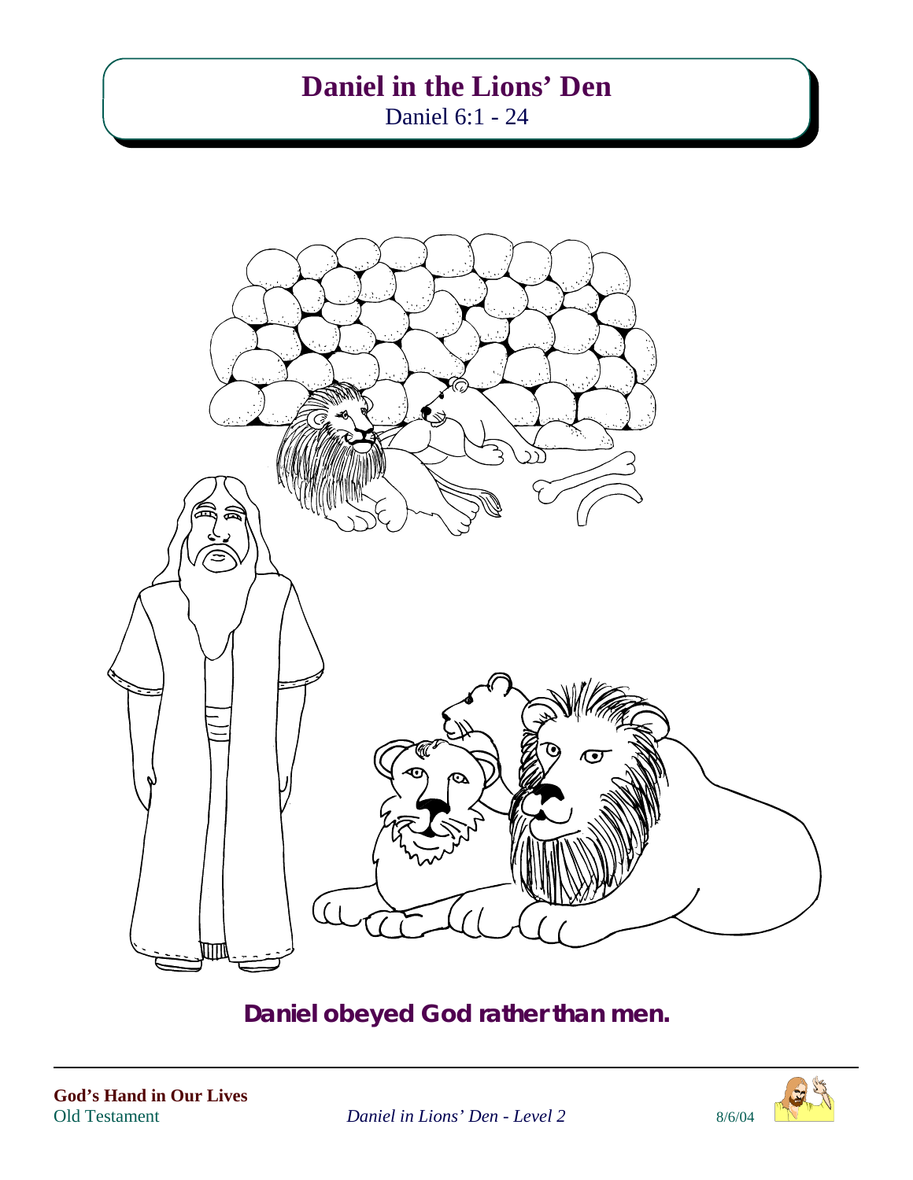# Daniel in the Lions' Den

Daniel 6:1 - 24

**Daniel obeyed God rather than men.**

**God's Hand in Our Lives**
Old Testament *Daniel in Lions' Den - Level 2* 8/6/04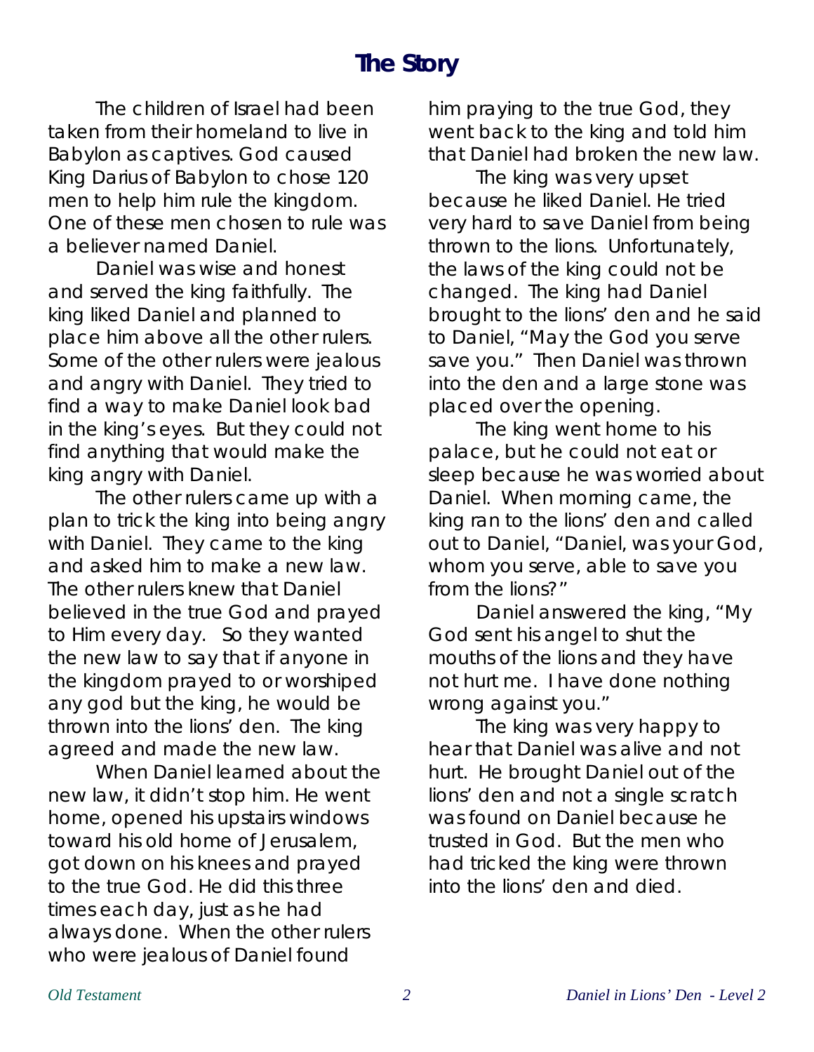# The Story

The children of Israel had been taken from their homeland to live in Babylon as captives. God caused King Darius of Babylon to chose 120 men to help him rule the kingdom. One of these men chosen to rule was a believer named Daniel.

Daniel was wise and honest and served the king faithfully. The king liked Daniel and planned to place him above all the other rulers. Some of the other rulers were jealous and angry with Daniel. They tried to find a way to make Daniel look bad in the king's eyes. But they could not find anything that would make the king angry with Daniel.

The other rulers came up with a plan to trick the king into being angry with Daniel. They came to the king and asked him to make a new law. The other rulers knew that Daniel believed in the true God and prayed to Him every day. So they wanted the new law to say that if anyone in the kingdom prayed to or worshiped any god but the king, he would be thrown into the lions' den. The king agreed and made the new law.

When Daniel learned about the new law, it didn't stop him. He went home, opened his upstairs windows toward his old home of Jerusalem, got down on his knees and prayed to the true God. He did this three times each day, just as he had always done. When the other rulers who were jealous of Daniel found him praying to the true God, they went back to the king and told him that Daniel had broken the new law.

The king was very upset because he liked Daniel. He tried very hard to save Daniel from being thrown to the lions. Unfortunately, the laws of the king could not be changed. The king had Daniel brought to the lions' den and he said to Daniel, "May the God you serve save you." Then Daniel was thrown into the den and a large stone was placed over the opening.

The king went home to his palace, but he could not eat or sleep because he was worried about Daniel. When morning came, the king ran to the lions' den and called out to Daniel, "Daniel, was your God, whom you serve, able to save you from the lions?"

Daniel answered the king, "My God sent his angel to shut the mouths of the lions and they have not hurt me. I have done nothing wrong against you."

The king was very happy to hear that Daniel was alive and not hurt. He brought Daniel out of the lions' den and not a single scratch was found on Daniel because he trusted in God. But the men who had tricked the king were thrown into the lions' den and died.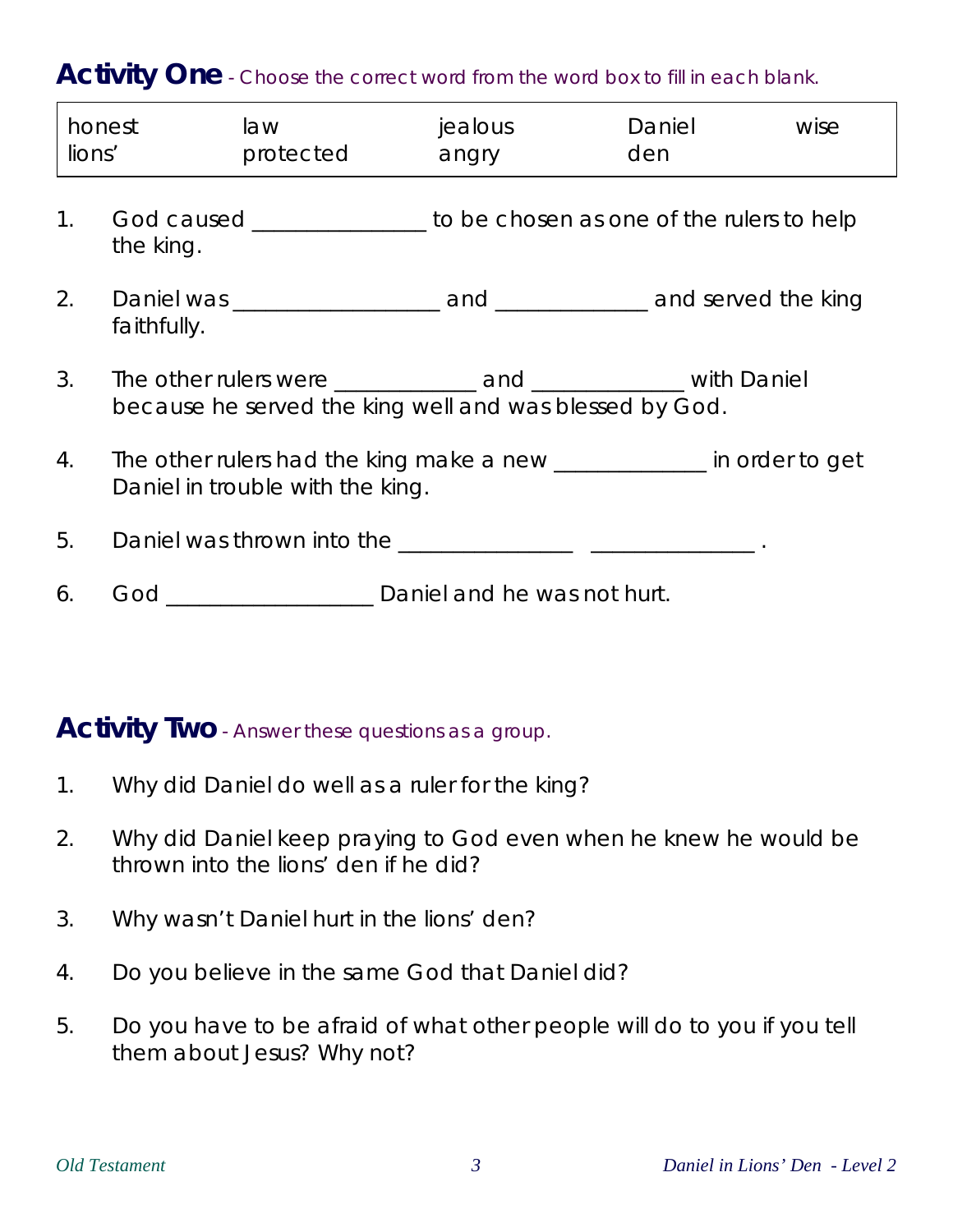## Activity One - *Choose the correct word from the word box to fill in each blank.*

| honest | law | jealous | Daniel | wise |
|---|---|---|---|---|
| lions' | protected | angry | den | |

1. God caused _______________ to be chosen as one of the rulers to help the king.
2. Daniel was __________________ and _____________ and served the king faithfully.
3. The other rulers were ____________ and _____________ with Daniel because he served the king well and was blessed by God.
4. The other rulers had the king make a new _____________ in order to get Daniel in trouble with the king.
5. Daniel was thrown into the _______________ ______________ .
6. God __________________ Daniel and he was not hurt.

## Activity Two - *Answer these questions as a group.*

1. Why did Daniel do well as a ruler for the king?
2. Why did Daniel keep praying to God even when he knew he would be thrown into the lions' den if he did?
3. Why wasn't Daniel hurt in the lions' den?
4. Do you believe in the same God that Daniel did?
5. Do you have to be afraid of what other people will do to you if you tell them about Jesus? Why not?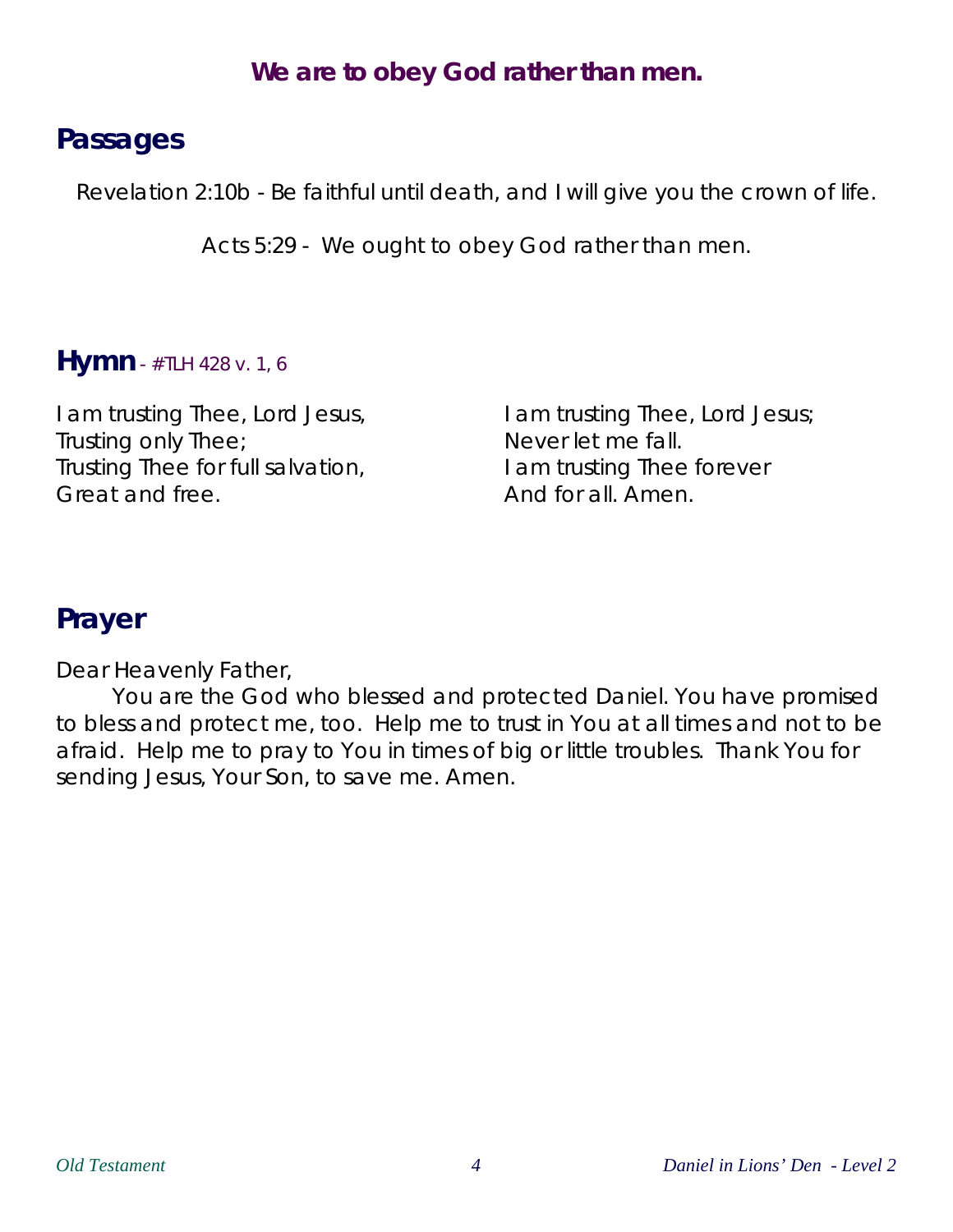**We are to obey God rather than men.**

## Passages

Revelation 2:10b - Be faithful until death, and I will give you the crown of life.

Acts 5:29 - We ought to obey God rather than men.

## Hymn - #TLH 428 v. 1, 6

I am trusting Thee, Lord Jesus,
Trusting only Thee;
Trusting Thee for full salvation,
Great and free.

I am trusting Thee, Lord Jesus;
Never let me fall.
I am trusting Thee forever
And for all. Amen.

## Prayer

Dear Heavenly Father,

You are the God who blessed and protected Daniel. You have promised to bless and protect me, too. Help me to trust in You at all times and not to be afraid. Help me to pray to You in times of big or little troubles. Thank You for sending Jesus, Your Son, to save me. Amen.